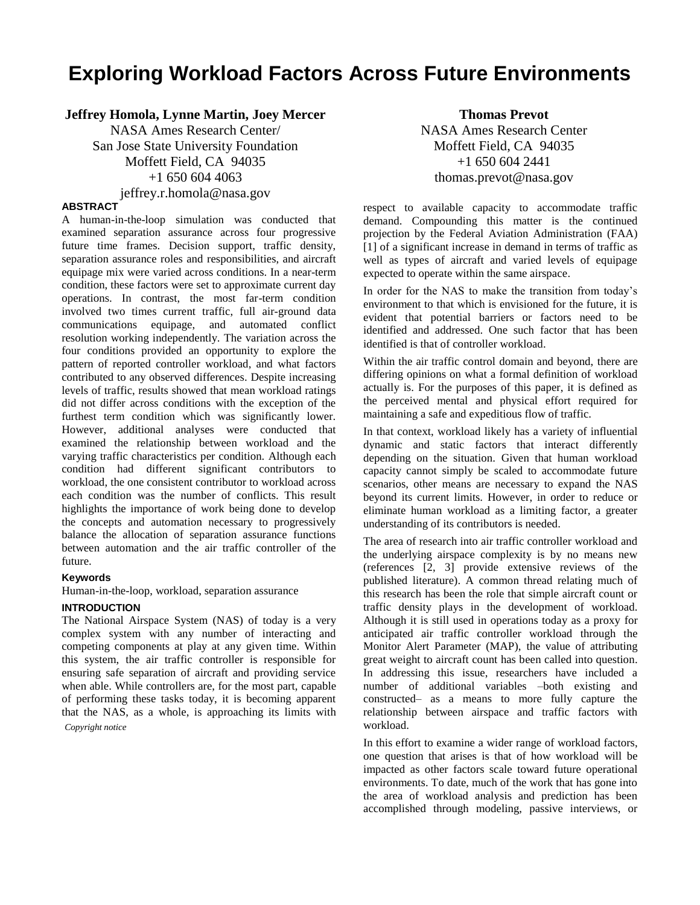# Exploring Workload Factors Across Future Environments

**Jeffrey Homola, Lynne Martin, Joey Mercer**
NASA Ames Research Center/
San Jose State University Foundation
Moffett Field, CA 94035
+1 650 604 4063
jeffrey.r.homola@nasa.gov

**Thomas Prevot**
NASA Ames Research Center
Moffett Field, CA 94035
+1 650 604 2441
thomas.prevot@nasa.gov

## ABSTRACT

A human-in-the-loop simulation was conducted that examined separation assurance across four progressive future time frames. Decision support, traffic density, separation assurance roles and responsibilities, and aircraft equipage mix were varied across conditions. In a near-term condition, these factors were set to approximate current day operations. In contrast, the most far-term condition involved two times current traffic, full air-ground data communications equipage, and automated conflict resolution working independently. The variation across the four conditions provided an opportunity to explore the pattern of reported controller workload, and what factors contributed to any observed differences. Despite increasing levels of traffic, results showed that mean workload ratings did not differ across conditions with the exception of the furthest term condition which was significantly lower. However, additional analyses were conducted that examined the relationship between workload and the varying traffic characteristics per condition. Although each condition had different significant contributors to workload, the one consistent contributor to workload across each condition was the number of conflicts. This result highlights the importance of work being done to develop the concepts and automation necessary to progressively balance the allocation of separation assurance functions between automation and the air traffic controller of the future.

### Keywords

Human-in-the-loop, workload, separation assurance

## INTRODUCTION

The National Airspace System (NAS) of today is a very complex system with any number of interacting and competing components at play at any given time. Within this system, the air traffic controller is responsible for ensuring safe separation of aircraft and providing service when able. While controllers are, for the most part, capable of performing these tasks today, it is becoming apparent that the NAS, as a whole, is approaching its limits with respect to available capacity to accommodate traffic demand. Compounding this matter is the continued projection by the Federal Aviation Administration (FAA) [1] of a significant increase in demand in terms of traffic as well as types of aircraft and varied levels of equipage expected to operate within the same airspace.

*Copyright notice*

In order for the NAS to make the transition from today's environment to that which is envisioned for the future, it is evident that potential barriers or factors need to be identified and addressed. One such factor that has been identified is that of controller workload.

Within the air traffic control domain and beyond, there are differing opinions on what a formal definition of workload actually is. For the purposes of this paper, it is defined as the perceived mental and physical effort required for maintaining a safe and expeditious flow of traffic.

In that context, workload likely has a variety of influential dynamic and static factors that interact differently depending on the situation. Given that human workload capacity cannot simply be scaled to accommodate future scenarios, other means are necessary to expand the NAS beyond its current limits. However, in order to reduce or eliminate human workload as a limiting factor, a greater understanding of its contributors is needed.

The area of research into air traffic controller workload and the underlying airspace complexity is by no means new (references [2, 3] provide extensive reviews of the published literature). A common thread relating much of this research has been the role that simple aircraft count or traffic density plays in the development of workload. Although it is still used in operations today as a proxy for anticipated air traffic controller workload through the Monitor Alert Parameter (MAP), the value of attributing great weight to aircraft count has been called into question. In addressing this issue, researchers have included a number of additional variables –both existing and constructed– as a means to more fully capture the relationship between airspace and traffic factors with workload.

In this effort to examine a wider range of workload factors, one question that arises is that of how workload will be impacted as other factors scale toward future operational environments. To date, much of the work that has gone into the area of workload analysis and prediction has been accomplished through modeling, passive interviews, or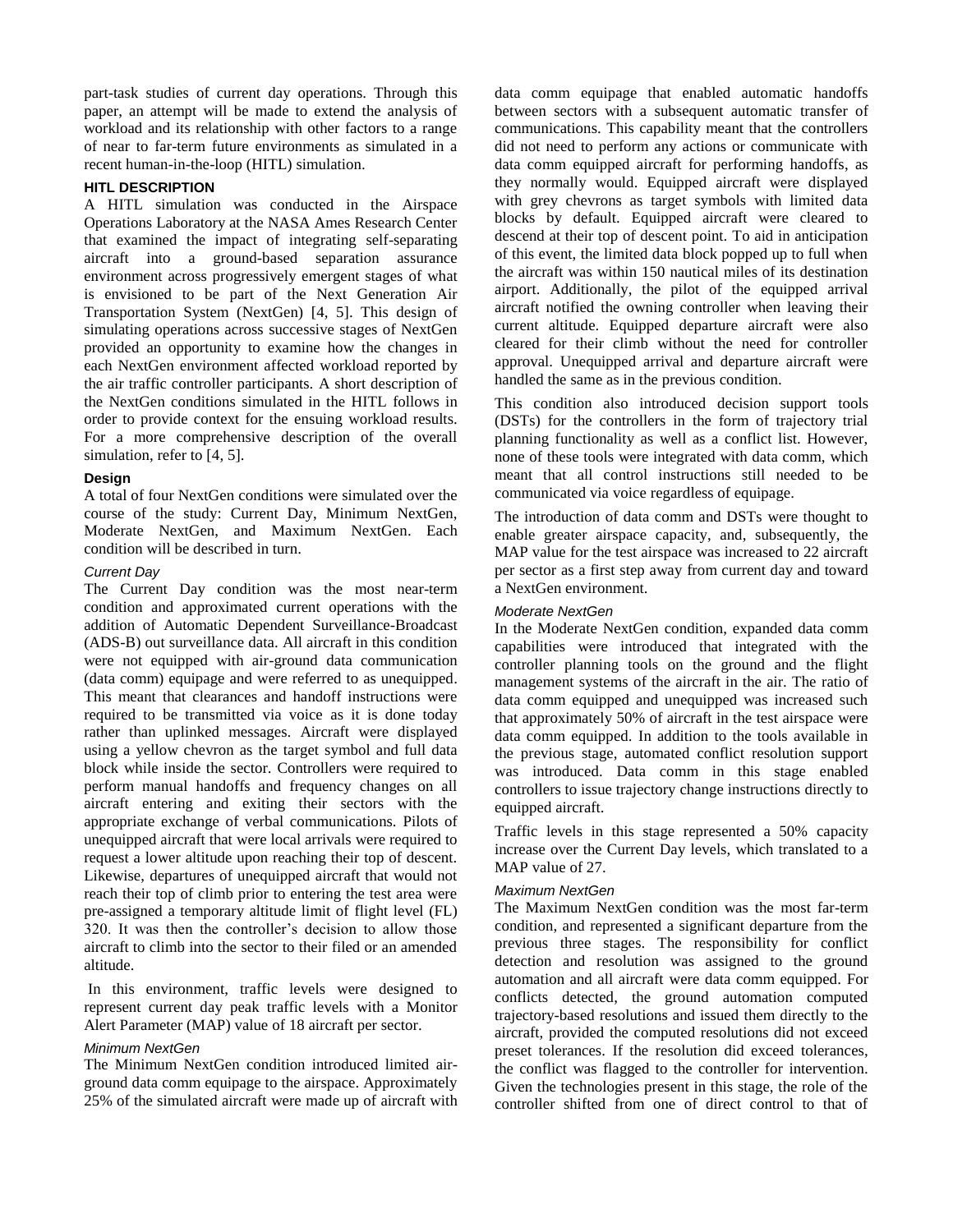part-task studies of current day operations. Through this paper, an attempt will be made to extend the analysis of workload and its relationship with other factors to a range of near to far-term future environments as simulated in a recent human-in-the-loop (HITL) simulation.

## HITL DESCRIPTION

A HITL simulation was conducted in the Airspace Operations Laboratory at the NASA Ames Research Center that examined the impact of integrating self-separating aircraft into a ground-based separation assurance environment across progressively emergent stages of what is envisioned to be part of the Next Generation Air Transportation System (NextGen) [4, 5]. This design of simulating operations across successive stages of NextGen provided an opportunity to examine how the changes in each NextGen environment affected workload reported by the air traffic controller participants. A short description of the NextGen conditions simulated in the HITL follows in order to provide context for the ensuing workload results. For a more comprehensive description of the overall simulation, refer to [4, 5].

### Design

A total of four NextGen conditions were simulated over the course of the study: Current Day, Minimum NextGen, Moderate NextGen, and Maximum NextGen. Each condition will be described in turn.

#### *Current Day*

The Current Day condition was the most near-term condition and approximated current operations with the addition of Automatic Dependent Surveillance-Broadcast (ADS-B) out surveillance data. All aircraft in this condition were not equipped with air-ground data communication (data comm) equipage and were referred to as unequipped. This meant that clearances and handoff instructions were required to be transmitted via voice as it is done today rather than uplinked messages. Aircraft were displayed using a yellow chevron as the target symbol and full data block while inside the sector. Controllers were required to perform manual handoffs and frequency changes on all aircraft entering and exiting their sectors with the appropriate exchange of verbal communications. Pilots of unequipped aircraft that were local arrivals were required to request a lower altitude upon reaching their top of descent. Likewise, departures of unequipped aircraft that would not reach their top of climb prior to entering the test area were pre-assigned a temporary altitude limit of flight level (FL) 320. It was then the controller's decision to allow those aircraft to climb into the sector to their filed or an amended altitude.

In this environment, traffic levels were designed to represent current day peak traffic levels with a Monitor Alert Parameter (MAP) value of 18 aircraft per sector.

#### *Minimum NextGen*

The Minimum NextGen condition introduced limited air-ground data comm equipage to the airspace. Approximately 25% of the simulated aircraft were made up of aircraft with data comm equipage that enabled automatic handoffs between sectors with a subsequent automatic transfer of communications. This capability meant that the controllers did not need to perform any actions or communicate with data comm equipped aircraft for performing handoffs, as they normally would. Equipped aircraft were displayed with grey chevrons as target symbols with limited data blocks by default. Equipped aircraft were cleared to descend at their top of descent point. To aid in anticipation of this event, the limited data block popped up to full when the aircraft was within 150 nautical miles of its destination airport. Additionally, the pilot of the equipped arrival aircraft notified the owning controller when leaving their current altitude. Equipped departure aircraft were also cleared for their climb without the need for controller approval. Unequipped arrival and departure aircraft were handled the same as in the previous condition.

This condition also introduced decision support tools (DSTs) for the controllers in the form of trajectory trial planning functionality as well as a conflict list. However, none of these tools were integrated with data comm, which meant that all control instructions still needed to be communicated via voice regardless of equipage.

The introduction of data comm and DSTs were thought to enable greater airspace capacity, and, subsequently, the MAP value for the test airspace was increased to 22 aircraft per sector as a first step away from current day and toward a NextGen environment.

#### *Moderate NextGen*

In the Moderate NextGen condition, expanded data comm capabilities were introduced that integrated with the controller planning tools on the ground and the flight management systems of the aircraft in the air. The ratio of data comm equipped and unequipped was increased such that approximately 50% of aircraft in the test airspace were data comm equipped. In addition to the tools available in the previous stage, automated conflict resolution support was introduced. Data comm in this stage enabled controllers to issue trajectory change instructions directly to equipped aircraft.

Traffic levels in this stage represented a 50% capacity increase over the Current Day levels, which translated to a MAP value of 27.

#### *Maximum NextGen*

The Maximum NextGen condition was the most far-term condition, and represented a significant departure from the previous three stages. The responsibility for conflict detection and resolution was assigned to the ground automation and all aircraft were data comm equipped. For conflicts detected, the ground automation computed trajectory-based resolutions and issued them directly to the aircraft, provided the computed resolutions did not exceed preset tolerances. If the resolution did exceed tolerances, the conflict was flagged to the controller for intervention. Given the technologies present in this stage, the role of the controller shifted from one of direct control to that of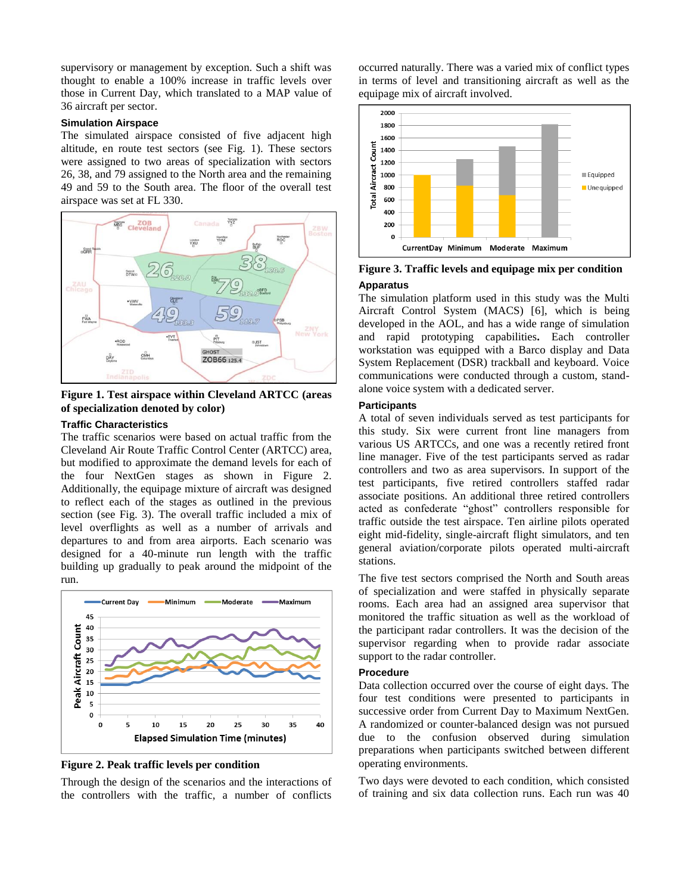supervisory or management by exception. Such a shift was thought to enable a 100% increase in traffic levels over those in Current Day, which translated to a MAP value of 36 aircraft per sector.

### Simulation Airspace

The simulated airspace consisted of five adjacent high altitude, en route test sectors (see Fig. 1). These sectors were assigned to two areas of specialization with sectors 26, 38, and 79 assigned to the North area and the remaining 49 and 59 to the South area. The floor of the overall test airspace was set at FL 330.

**Figure 1. Test airspace within Cleveland ARTCC (areas of specialization denoted by color)**

### Traffic Characteristics

The traffic scenarios were based on actual traffic from the Cleveland Air Route Traffic Control Center (ARTCC) area, but modified to approximate the demand levels for each of the four NextGen stages as shown in Figure 2. Additionally, the equipage mixture of aircraft was designed to reflect each of the stages as outlined in the previous section (see Fig. 3). The overall traffic included a mix of level overflights as well as a number of arrivals and departures to and from area airports. Each scenario was designed for a 40-minute run length with the traffic building up gradually to peak around the midpoint of the run.

**Figure 2. Peak traffic levels per condition**

Through the design of the scenarios and the interactions of the controllers with the traffic, a number of conflicts occurred naturally. There was a varied mix of conflict types in terms of level and transitioning aircraft as well as the equipage mix of aircraft involved.

**Figure 3. Traffic levels and equipage mix per condition**

### Apparatus

The simulation platform used in this study was the Multi Aircraft Control System (MACS) [6], which is being developed in the AOL, and has a wide range of simulation and rapid prototyping capabilities**.** Each controller workstation was equipped with a Barco display and Data System Replacement (DSR) trackball and keyboard. Voice communications were conducted through a custom, stand-alone voice system with a dedicated server.

### Participants

A total of seven individuals served as test participants for this study. Six were current front line managers from various US ARTCCs, and one was a recently retired front line manager. Five of the test participants served as radar controllers and two as area supervisors. In support of the test participants, five retired controllers staffed radar associate positions. An additional three retired controllers acted as confederate "ghost" controllers responsible for traffic outside the test airspace. Ten airline pilots operated eight mid-fidelity, single-aircraft flight simulators, and ten general aviation/corporate pilots operated multi-aircraft stations.

The five test sectors comprised the North and South areas of specialization and were staffed in physically separate rooms. Each area had an assigned area supervisor that monitored the traffic situation as well as the workload of the participant radar controllers. It was the decision of the supervisor regarding when to provide radar associate support to the radar controller.

### Procedure

Data collection occurred over the course of eight days. The four test conditions were presented to participants in successive order from Current Day to Maximum NextGen. A randomized or counter-balanced design was not pursued due to the confusion observed during simulation preparations when participants switched between different operating environments.

Two days were devoted to each condition, which consisted of training and six data collection runs. Each run was 40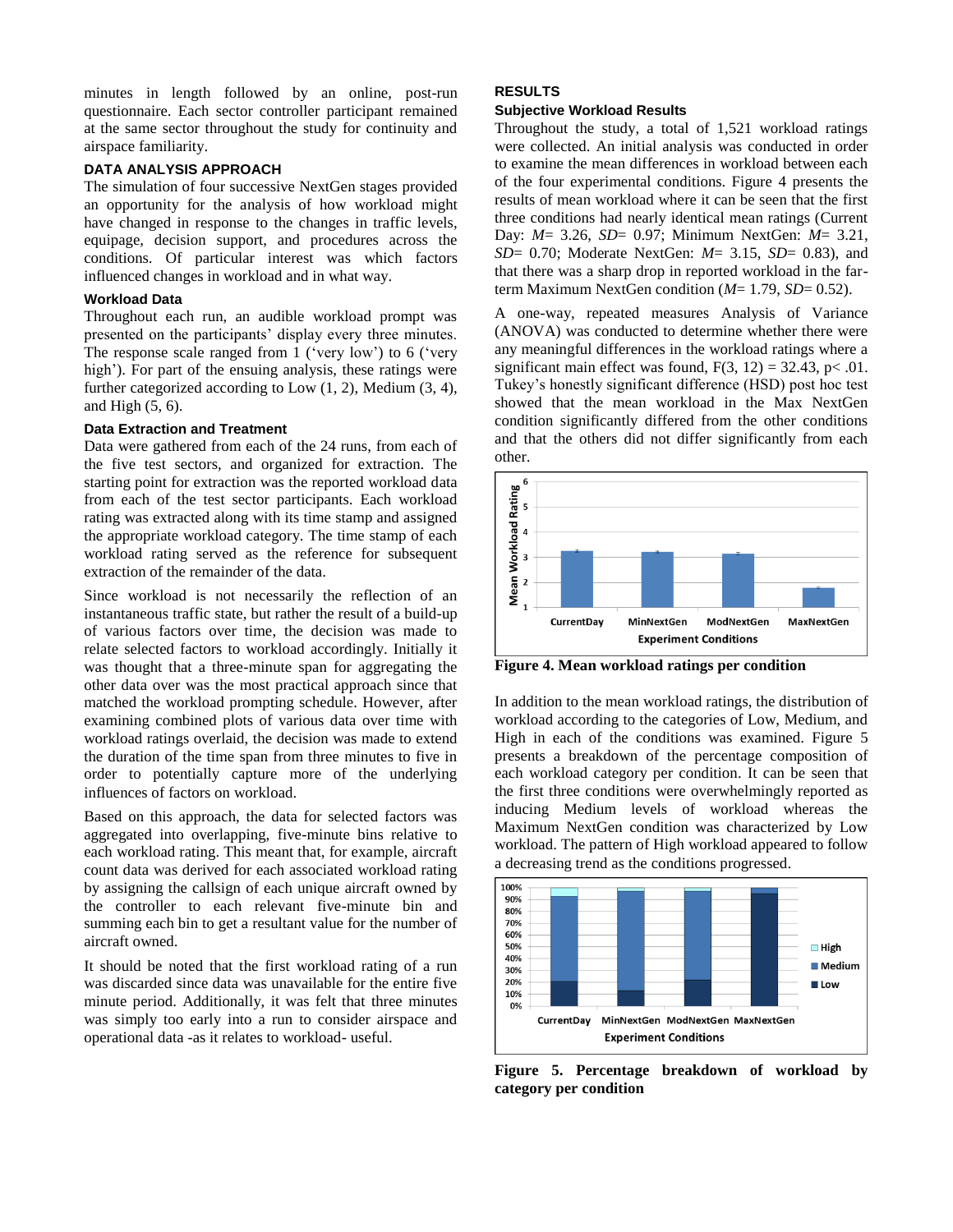minutes in length followed by an online, post-run questionnaire. Each sector controller participant remained at the same sector throughout the study for continuity and airspace familiarity.

## DATA ANALYSIS APPROACH

The simulation of four successive NextGen stages provided an opportunity for the analysis of how workload might have changed in response to the changes in traffic levels, equipage, decision support, and procedures across the conditions. Of particular interest was which factors influenced changes in workload and in what way.

### Workload Data

Throughout each run, an audible workload prompt was presented on the participants' display every three minutes. The response scale ranged from 1 ('very low') to 6 ('very high'). For part of the ensuing analysis, these ratings were further categorized according to Low (1, 2), Medium (3, 4), and High (5, 6).

### Data Extraction and Treatment

Data were gathered from each of the 24 runs, from each of the five test sectors, and organized for extraction. The starting point for extraction was the reported workload data from each of the test sector participants. Each workload rating was extracted along with its time stamp and assigned the appropriate workload category. The time stamp of each workload rating served as the reference for subsequent extraction of the remainder of the data.

Since workload is not necessarily the reflection of an instantaneous traffic state, but rather the result of a build-up of various factors over time, the decision was made to relate selected factors to workload accordingly. Initially it was thought that a three-minute span for aggregating the other data over was the most practical approach since that matched the workload prompting schedule. However, after examining combined plots of various data over time with workload ratings overlaid, the decision was made to extend the duration of the time span from three minutes to five in order to potentially capture more of the underlying influences of factors on workload.

Based on this approach, the data for selected factors was aggregated into overlapping, five-minute bins relative to each workload rating. This meant that, for example, aircraft count data was derived for each associated workload rating by assigning the callsign of each unique aircraft owned by the controller to each relevant five-minute bin and summing each bin to get a resultant value for the number of aircraft owned.

It should be noted that the first workload rating of a run was discarded since data was unavailable for the entire five minute period. Additionally, it was felt that three minutes was simply too early into a run to consider airspace and operational data -as it relates to workload- useful.

## RESULTS

### Subjective Workload Results

Throughout the study, a total of 1,521 workload ratings were collected. An initial analysis was conducted in order to examine the mean differences in workload between each of the four experimental conditions. Figure 4 presents the results of mean workload where it can be seen that the first three conditions had nearly identical mean ratings (Current Day: *M*= 3.26, *SD*= 0.97; Minimum NextGen: *M*= 3.21, *SD*= 0.70; Moderate NextGen: *M*= 3.15, *SD*= 0.83), and that there was a sharp drop in reported workload in the far-term Maximum NextGen condition (*M*= 1.79, *SD*= 0.52).

A one-way, repeated measures Analysis of Variance (ANOVA) was conducted to determine whether there were any meaningful differences in the workload ratings where a significant main effect was found, $F(3, 12) = 32.43$, $p < .01$. Tukey's honestly significant difference (HSD) post hoc test showed that the mean workload in the Max NextGen condition significantly differed from the other conditions and that the others did not differ significantly from each other.

**Figure 4. Mean workload ratings per condition**

In addition to the mean workload ratings, the distribution of workload according to the categories of Low, Medium, and High in each of the conditions was examined. Figure 5 presents a breakdown of the percentage composition of each workload category per condition. It can be seen that the first three conditions were overwhelmingly reported as inducing Medium levels of workload whereas the Maximum NextGen condition was characterized by Low workload. The pattern of High workload appeared to follow a decreasing trend as the conditions progressed.

**Figure 5. Percentage breakdown of workload by category per condition**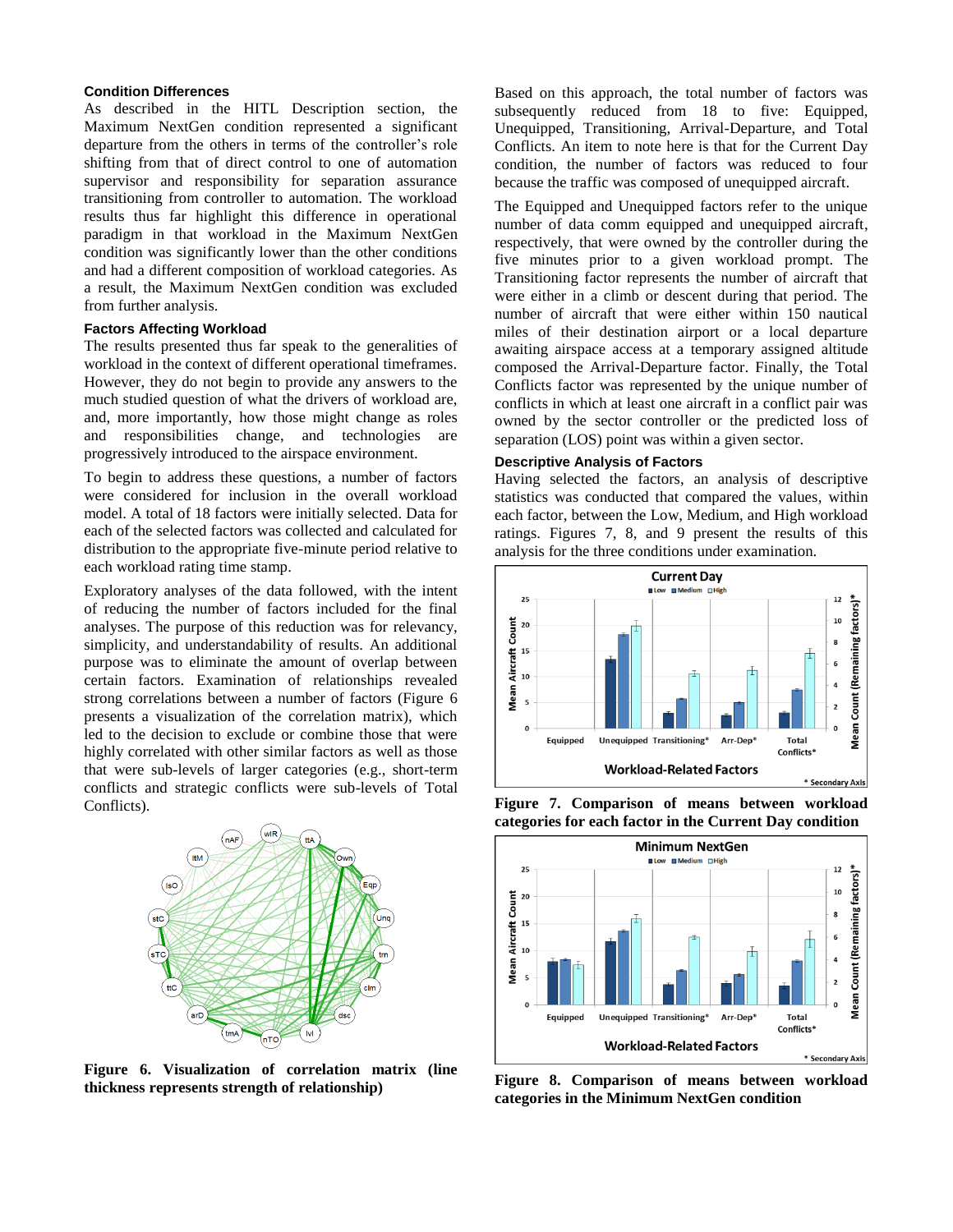### Condition Differences

As described in the HITL Description section, the Maximum NextGen condition represented a significant departure from the others in terms of the controller's role shifting from that of direct control to one of automation supervisor and responsibility for separation assurance transitioning from controller to automation. The workload results thus far highlight this difference in operational paradigm in that workload in the Maximum NextGen condition was significantly lower than the other conditions and had a different composition of workload categories. As a result, the Maximum NextGen condition was excluded from further analysis.

### Factors Affecting Workload

The results presented thus far speak to the generalities of workload in the context of different operational timeframes. However, they do not begin to provide any answers to the much studied question of what the drivers of workload are, and, more importantly, how those might change as roles and responsibilities change, and technologies are progressively introduced to the airspace environment.

To begin to address these questions, a number of factors were considered for inclusion in the overall workload model. A total of 18 factors were initially selected. Data for each of the selected factors was collected and calculated for distribution to the appropriate five-minute period relative to each workload rating time stamp.

Exploratory analyses of the data followed, with the intent of reducing the number of factors included for the final analyses. The purpose of this reduction was for relevancy, simplicity, and understandability of results. An additional purpose was to eliminate the amount of overlap between certain factors. Examination of relationships revealed strong correlations between a number of factors (Figure 6 presents a visualization of the correlation matrix), which led to the decision to exclude or combine those that were highly correlated with other similar factors as well as those that were sub-levels of larger categories (e.g., short-term conflicts and strategic conflicts were sub-levels of Total Conflicts).

**Figure 6. Visualization of correlation matrix (line thickness represents strength of relationship)**

Based on this approach, the total number of factors was subsequently reduced from 18 to five: Equipped, Unequipped, Transitioning, Arrival-Departure, and Total Conflicts. An item to note here is that for the Current Day condition, the number of factors was reduced to four because the traffic was composed of unequipped aircraft.

The Equipped and Unequipped factors refer to the unique number of data comm equipped and unequipped aircraft, respectively, that were owned by the controller during the five minutes prior to a given workload prompt. The Transitioning factor represents the number of aircraft that were either in a climb or descent during that period. The number of aircraft that were either within 150 nautical miles of their destination airport or a local departure awaiting airspace access at a temporary assigned altitude composed the Arrival-Departure factor. Finally, the Total Conflicts factor was represented by the unique number of conflicts in which at least one aircraft in a conflict pair was owned by the sector controller or the predicted loss of separation (LOS) point was within a given sector.

### Descriptive Analysis of Factors

Having selected the factors, an analysis of descriptive statistics was conducted that compared the values, within each factor, between the Low, Medium, and High workload ratings. Figures 7, 8, and 9 present the results of this analysis for the three conditions under examination.

**Figure 7. Comparison of means between workload categories for each factor in the Current Day condition**

**Figure 8. Comparison of means between workload categories in the Minimum NextGen condition**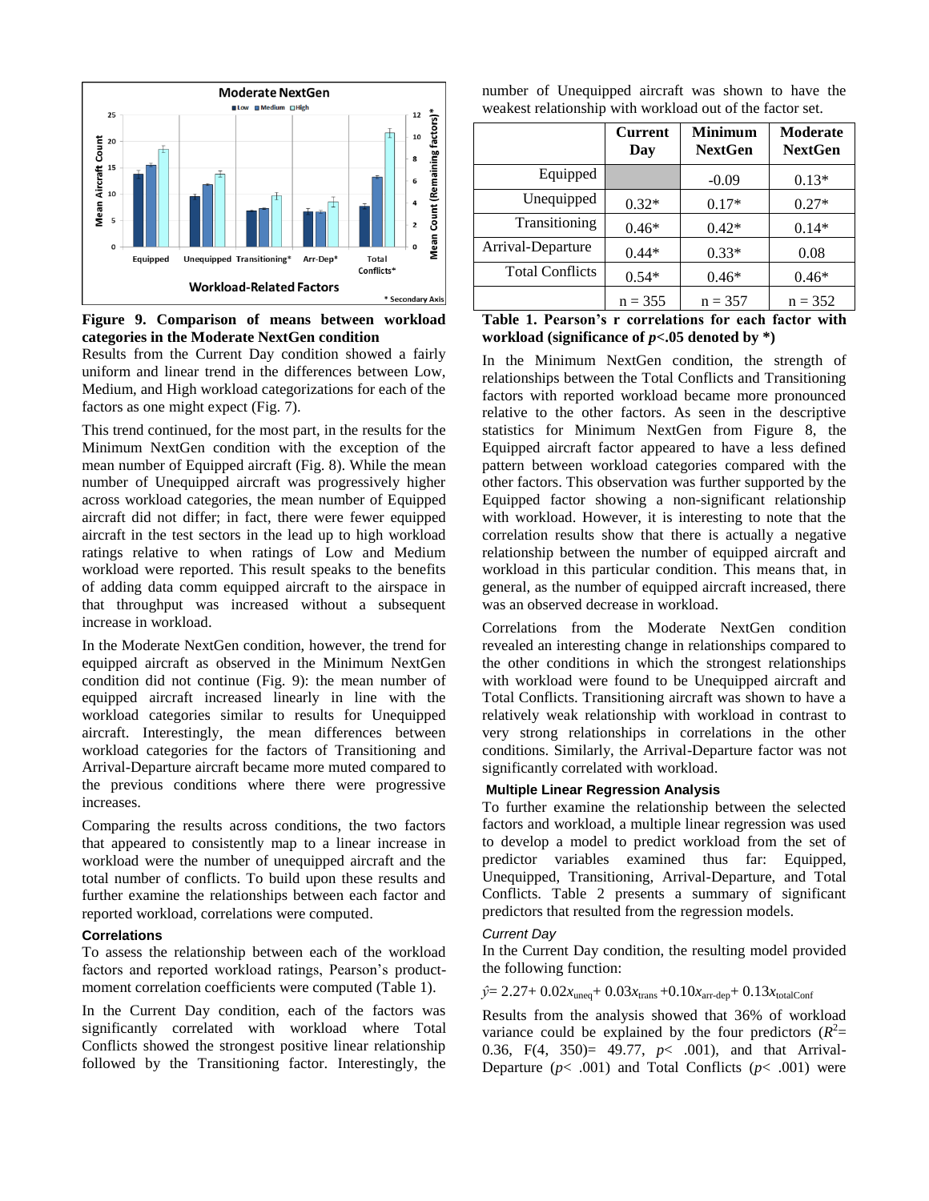**Figure 9. Comparison of means between workload categories in the Moderate NextGen condition**

Results from the Current Day condition showed a fairly uniform and linear trend in the differences between Low, Medium, and High workload categorizations for each of the factors as one might expect (Fig. 7).

This trend continued, for the most part, in the results for the Minimum NextGen condition with the exception of the mean number of Equipped aircraft (Fig. 8). While the mean number of Unequipped aircraft was progressively higher across workload categories, the mean number of Equipped aircraft did not differ; in fact, there were fewer equipped aircraft in the test sectors in the lead up to high workload ratings relative to when ratings of Low and Medium workload were reported. This result speaks to the benefits of adding data comm equipped aircraft to the airspace in that throughput was increased without a subsequent increase in workload.

In the Moderate NextGen condition, however, the trend for equipped aircraft as observed in the Minimum NextGen condition did not continue (Fig. 9): the mean number of equipped aircraft increased linearly in line with the workload categories similar to results for Unequipped aircraft. Interestingly, the mean differences between workload categories for the factors of Transitioning and Arrival-Departure aircraft became more muted compared to the previous conditions where there were progressive increases.

Comparing the results across conditions, the two factors that appeared to consistently map to a linear increase in workload were the number of unequipped aircraft and the total number of conflicts. To build upon these results and further examine the relationships between each factor and reported workload, correlations were computed.

#### Correlations

To assess the relationship between each of the workload factors and reported workload ratings, Pearson's product-moment correlation coefficients were computed (Table 1).

In the Current Day condition, each of the factors was significantly correlated with workload where Total Conflicts showed the strongest positive linear relationship followed by the Transitioning factor. Interestingly, the number of Unequipped aircraft was shown to have the weakest relationship with workload out of the factor set.

| | Current Day | Minimum NextGen | Moderate NextGen |
|---|---|---|---|
| Equipped | | -0.09 | 0.13* |
| Unequipped | 0.32* | 0.17* | 0.27* |
| Transitioning | 0.46* | 0.42* | 0.14* |
| Arrival-Departure | 0.44* | 0.33* | 0.08 |
| Total Conflicts | 0.54* | 0.46* | 0.46* |
| | n = 355 | n = 357 | n = 352 |

**Table 1. Pearson's r correlations for each factor with workload (significance of $p$<.05 denoted by *)**

In the Minimum NextGen condition, the strength of relationships between the Total Conflicts and Transitioning factors with reported workload became more pronounced relative to the other factors. As seen in the descriptive statistics for Minimum NextGen from Figure 8, the Equipped aircraft factor appeared to have a less defined pattern between workload categories compared with the other factors. This observation was further supported by the Equipped factor showing a non-significant relationship with workload. However, it is interesting to note that the correlation results show that there is actually a negative relationship between the number of equipped aircraft and workload in this particular condition. This means that, in general, as the number of equipped aircraft increased, there was an observed decrease in workload.

Correlations from the Moderate NextGen condition revealed an interesting change in relationships compared to the other conditions in which the strongest relationships with workload were found to be Unequipped aircraft and Total Conflicts. Transitioning aircraft was shown to have a relatively weak relationship with workload in contrast to very strong relationships in correlations in the other conditions. Similarly, the Arrival-Departure factor was not significantly correlated with workload.

#### Multiple Linear Regression Analysis

To further examine the relationship between the selected factors and workload, a multiple linear regression was used to develop a model to predict workload from the set of predictor variables examined thus far: Equipped, Unequipped, Transitioning, Arrival-Departure, and Total Conflicts. Table 2 presents a summary of significant predictors that resulted from the regression models.

*Current Day*

In the Current Day condition, the resulting model provided the following function:

$$\hat{y} = 2.27 + 0.02x_{\text{uneq}} + 0.03x_{\text{trans}} + 0.10x_{\text{arr-dep}} + 0.13x_{\text{totalConf}}$$

Results from the analysis showed that 36% of workload variance could be explained by the four predictors ($R^2$= 0.36, $F(4, 350)$= 49.77, $p$< .001), and that Arrival-Departure ($p$< .001) and Total Conflicts ($p$< .001) were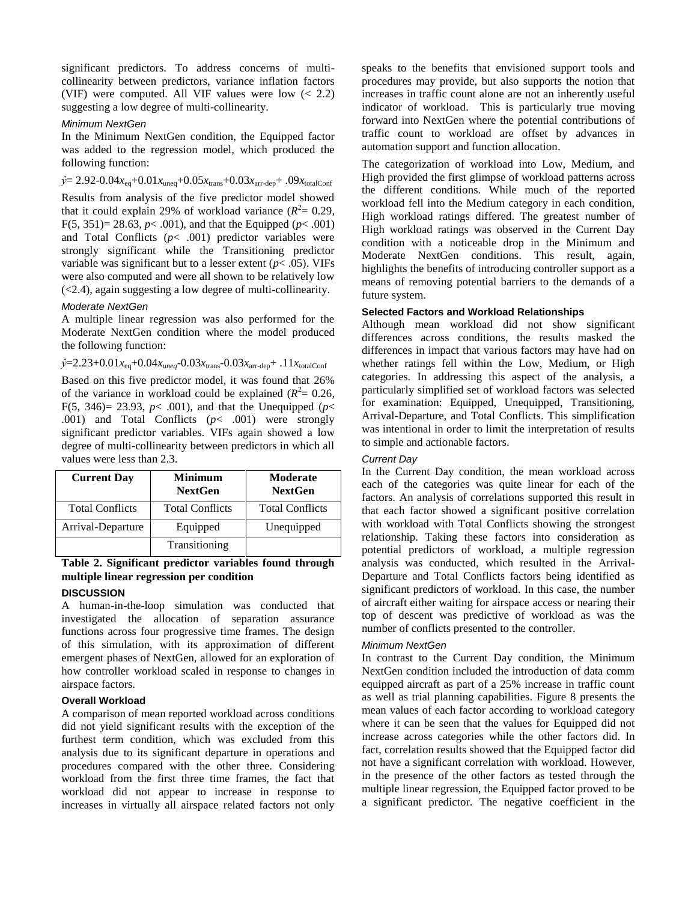significant predictors. To address concerns of multi-collinearity between predictors, variance inflation factors (VIF) were computed. All VIF values were low (< 2.2) suggesting a low degree of multi-collinearity.

#### *Minimum NextGen*

In the Minimum NextGen condition, the Equipped factor was added to the regression model, which produced the following function:

$$\hat{y} = 2.92 - 0.04x_{eq} + 0.01x_{uneq} + 0.05x_{trans} + 0.03x_{arr\text{-}dep} + .09x_{totalConf}$$

Results from analysis of the five predictor model showed that it could explain 29% of workload variance ($R^2 = 0.29$, $F(5, 351) = 28.63$, $p < .001$), and that the Equipped ($p < .001$) and Total Conflicts ($p < .001$) predictor variables were strongly significant while the Transitioning predictor variable was significant but to a lesser extent ($p < .05$). VIFs were also computed and were all shown to be relatively low (<2.4), again suggesting a low degree of multi-collinearity.

#### *Moderate NextGen*

A multiple linear regression was also performed for the Moderate NextGen condition where the model produced the following function:

$$\hat{y} = 2.23 + 0.01x_{eq} + 0.04x_{uneq} - 0.03x_{trans} - 0.03x_{arr\text{-}dep} + .11x_{totalConf}$$

Based on this five predictor model, it was found that 26% of the variance in workload could be explained ($R^2 = 0.26$, $F(5, 346) = 23.93$, $p < .001$), and that the Unequipped ($p < .001$) and Total Conflicts ($p < .001$) were strongly significant predictor variables. VIFs again showed a low degree of multi-collinearity between predictors in which all values were less than 2.3.

| Current Day | Minimum NextGen | Moderate NextGen |
|---|---|---|
| Total Conflicts | Total Conflicts | Total Conflicts |
| Arrival-Departure | Equipped | Unequipped |
| | Transitioning | |

**Table 2. Significant predictor variables found through multiple linear regression per condition**

## DISCUSSION

A human-in-the-loop simulation was conducted that investigated the allocation of separation assurance functions across four progressive time frames. The design of this simulation, with its approximation of different emergent phases of NextGen, allowed for an exploration of how controller workload scaled in response to changes in airspace factors.

### Overall Workload

A comparison of mean reported workload across conditions did not yield significant results with the exception of the furthest term condition, which was excluded from this analysis due to its significant departure in operations and procedures compared with the other three. Considering workload from the first three time frames, the fact that workload did not appear to increase in response to increases in virtually all airspace related factors not only speaks to the benefits that envisioned support tools and procedures may provide, but also supports the notion that increases in traffic count alone are not an inherently useful indicator of workload. This is particularly true moving forward into NextGen where the potential contributions of traffic count to workload are offset by advances in automation support and function allocation.

The categorization of workload into Low, Medium, and High provided the first glimpse of workload patterns across the different conditions. While much of the reported workload fell into the Medium category in each condition, High workload ratings differed. The greatest number of High workload ratings was observed in the Current Day condition with a noticeable drop in the Minimum and Moderate NextGen conditions. This result, again, highlights the benefits of introducing controller support as a means of removing potential barriers to the demands of a future system.

### Selected Factors and Workload Relationships

Although mean workload did not show significant differences across conditions, the results masked the differences in impact that various factors may have had on whether ratings fell within the Low, Medium, or High categories. In addressing this aspect of the analysis, a particularly simplified set of workload factors was selected for examination: Equipped, Unequipped, Transitioning, Arrival-Departure, and Total Conflicts. This simplification was intentional in order to limit the interpretation of results to simple and actionable factors.

#### *Current Day*

In the Current Day condition, the mean workload across each of the categories was quite linear for each of the factors. An analysis of correlations supported this result in that each factor showed a significant positive correlation with workload with Total Conflicts showing the strongest relationship. Taking these factors into consideration as potential predictors of workload, a multiple regression analysis was conducted, which resulted in the Arrival-Departure and Total Conflicts factors being identified as significant predictors of workload. In this case, the number of aircraft either waiting for airspace access or nearing their top of descent was predictive of workload as was the number of conflicts presented to the controller.

#### *Minimum NextGen*

In contrast to the Current Day condition, the Minimum NextGen condition included the introduction of data comm equipped aircraft as part of a 25% increase in traffic count as well as trial planning capabilities. Figure 8 presents the mean values of each factor according to workload category where it can be seen that the values for Equipped did not increase across categories while the other factors did. In fact, correlation results showed that the Equipped factor did not have a significant correlation with workload. However, in the presence of the other factors as tested through the multiple linear regression, the Equipped factor proved to be a significant predictor. The negative coefficient in the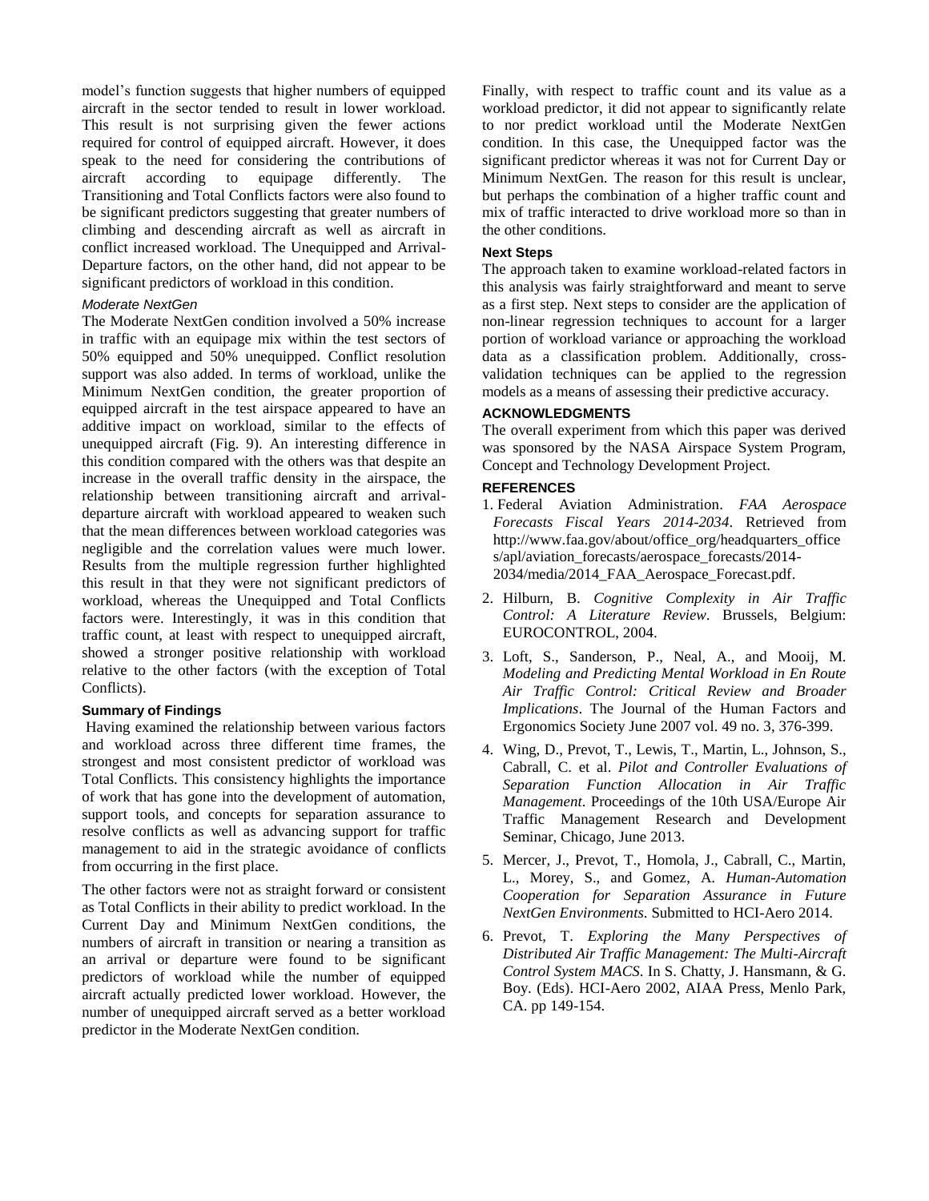model's function suggests that higher numbers of equipped aircraft in the sector tended to result in lower workload. This result is not surprising given the fewer actions required for control of equipped aircraft. However, it does speak to the need for considering the contributions of aircraft according to equipage differently. The Transitioning and Total Conflicts factors were also found to be significant predictors suggesting that greater numbers of climbing and descending aircraft as well as aircraft in conflict increased workload. The Unequipped and Arrival-Departure factors, on the other hand, did not appear to be significant predictors of workload in this condition.

#### *Moderate NextGen*

The Moderate NextGen condition involved a 50% increase in traffic with an equipage mix within the test sectors of 50% equipped and 50% unequipped. Conflict resolution support was also added. In terms of workload, unlike the Minimum NextGen condition, the greater proportion of equipped aircraft in the test airspace appeared to have an additive impact on workload, similar to the effects of unequipped aircraft (Fig. 9). An interesting difference in this condition compared with the others was that despite an increase in the overall traffic density in the airspace, the relationship between transitioning aircraft and arrival-departure aircraft with workload appeared to weaken such that the mean differences between workload categories was negligible and the correlation values were much lower. Results from the multiple regression further highlighted this result in that they were not significant predictors of workload, whereas the Unequipped and Total Conflicts factors were. Interestingly, it was in this condition that traffic count, at least with respect to unequipped aircraft, showed a stronger positive relationship with workload relative to the other factors (with the exception of Total Conflicts).

### Summary of Findings

Having examined the relationship between various factors and workload across three different time frames, the strongest and most consistent predictor of workload was Total Conflicts. This consistency highlights the importance of work that has gone into the development of automation, support tools, and concepts for separation assurance to resolve conflicts as well as advancing support for traffic management to aid in the strategic avoidance of conflicts from occurring in the first place.

The other factors were not as straight forward or consistent as Total Conflicts in their ability to predict workload. In the Current Day and Minimum NextGen conditions, the numbers of aircraft in transition or nearing a transition as an arrival or departure were found to be significant predictors of workload while the number of equipped aircraft actually predicted lower workload. However, the number of unequipped aircraft served as a better workload predictor in the Moderate NextGen condition.

Finally, with respect to traffic count and its value as a workload predictor, it did not appear to significantly relate to nor predict workload until the Moderate NextGen condition. In this case, the Unequipped factor was the significant predictor whereas it was not for Current Day or Minimum NextGen. The reason for this result is unclear, but perhaps the combination of a higher traffic count and mix of traffic interacted to drive workload more so than in the other conditions.

### Next Steps

The approach taken to examine workload-related factors in this analysis was fairly straightforward and meant to serve as a first step. Next steps to consider are the application of non-linear regression techniques to account for a larger portion of workload variance or approaching the workload data as a classification problem. Additionally, cross-validation techniques can be applied to the regression models as a means of assessing their predictive accuracy.

## ACKNOWLEDGMENTS

The overall experiment from which this paper was derived was sponsored by the NASA Airspace System Program, Concept and Technology Development Project.

## REFERENCES

1. Federal Aviation Administration. *FAA Aerospace Forecasts Fiscal Years 2014-2034*. Retrieved from http://www.faa.gov/about/office_org/headquarters_offices/apl/aviation_forecasts/aerospace_forecasts/2014-2034/media/2014_FAA_Aerospace_Forecast.pdf.
2. Hilburn, B. *Cognitive Complexity in Air Traffic Control: A Literature Review*. Brussels, Belgium: EUROCONTROL, 2004.
3. Loft, S., Sanderson, P., Neal, A., and Mooij, M. *Modeling and Predicting Mental Workload in En Route Air Traffic Control: Critical Review and Broader Implications*. The Journal of the Human Factors and Ergonomics Society June 2007 vol. 49 no. 3, 376-399.
4. Wing, D., Prevot, T., Lewis, T., Martin, L., Johnson, S., Cabrall, C. et al. *Pilot and Controller Evaluations of Separation Function Allocation in Air Traffic Management*. Proceedings of the 10th USA/Europe Air Traffic Management Research and Development Seminar, Chicago, June 2013.
5. Mercer, J., Prevot, T., Homola, J., Cabrall, C., Martin, L., Morey, S., and Gomez, A. *Human-Automation Cooperation for Separation Assurance in Future NextGen Environments*. Submitted to HCI-Aero 2014.
6. Prevot, T. *Exploring the Many Perspectives of Distributed Air Traffic Management: The Multi-Aircraft Control System MACS*. In S. Chatty, J. Hansmann, & G. Boy. (Eds). HCI-Aero 2002, AIAA Press, Menlo Park, CA. pp 149-154.